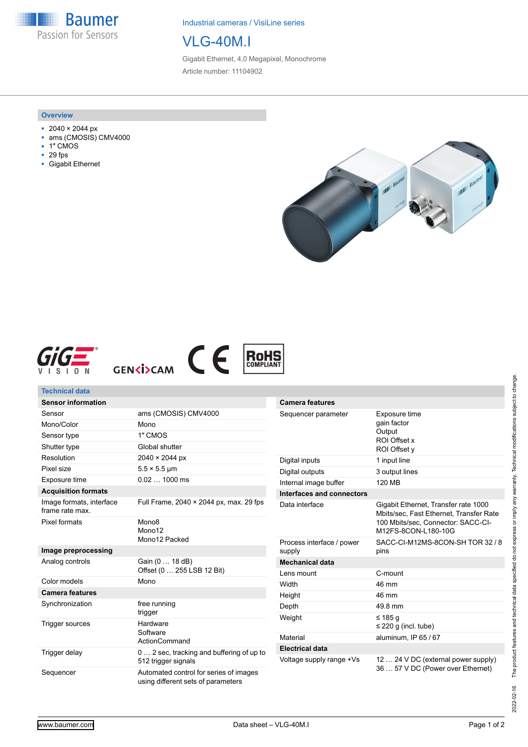Industrial cameras / VisiLine series

# VLG-40M.I

Gigabit Ethernet, 4,0 Megapixel, Monochrome

Article number: 11104902

## Overview

- 2040 × 2044 px
- ams (CMOSIS) CMV4000
- 1″ CMOS
- 29 fps
- Gigabit Ethernet

## Technical data

| **Sensor information** | |
|---|---|
| Sensor | ams (CMOSIS) CMV4000 |
| Mono/Color | Mono |
| Sensor type | 1″ CMOS |
| Shutter type | Global shutter |
| Resolution | 2040 × 2044 px |
| Pixel size | 5.5 × 5.5 µm |
| Exposure time | 0.02 … 1000 ms |
| **Acquisition formats** | |
| Image formats, interface frame rate max. | Full Frame, 2040 × 2044 px, max. 29 fps |
| Pixel formats | Mono8<br>Mono12<br>Mono12 Packed |
| **Image preprocessing** | |
| Analog controls | Gain (0 … 18 dB)<br>Offset (0 … 255 LSB 12 Bit) |
| Color models | Mono |
| **Camera features** | |
| Synchronization | free running<br>trigger |
| Trigger sources | Hardware<br>Software<br>ActionCommand |
| Trigger delay | 0 … 2 sec, tracking and buffering of up to 512 trigger signals |
| Sequencer | Automated control for series of images using different sets of parameters |

| **Camera features** | |
|---|---|
| Sequencer parameter | Exposure time<br>gain factor<br>Output<br>ROI Offset x<br>ROI Offset y |
| Digital inputs | 1 input line |
| Digital outputs | 3 output lines |
| Internal image buffer | 120 MB |
| **Interfaces and connectors** | |
| Data interface | Gigabit Ethernet, Transfer rate 1000 Mbits/sec, Fast Ethernet, Transfer Rate 100 Mbits/sec, Connector: SACC-CI-M12FS-8CON-L180-10G |
| Process interface / power supply | SACC-CI-M12MS-8CON-SH TOR 32 / 8 pins |
| **Mechanical data** | |
| Lens mount | C-mount |
| Width | 46 mm |
| Height | 46 mm |
| Depth | 49.8 mm |
| Weight | ≤ 185 g<br>≤ 220 g (incl. tube) |
| Material | aluminum, IP 65 / 67 |
| **Electrical data** | |
| Voltage supply range +Vs | 12 … 24 V DC (external power supply)<br>36 … 57 V DC (Power over Ethernet) |

2022-02-16 The product features and technical data specified do not express or imply any warranty. Technical modifications subject to change.

www.baumer.com Data sheet – VLG-40M.I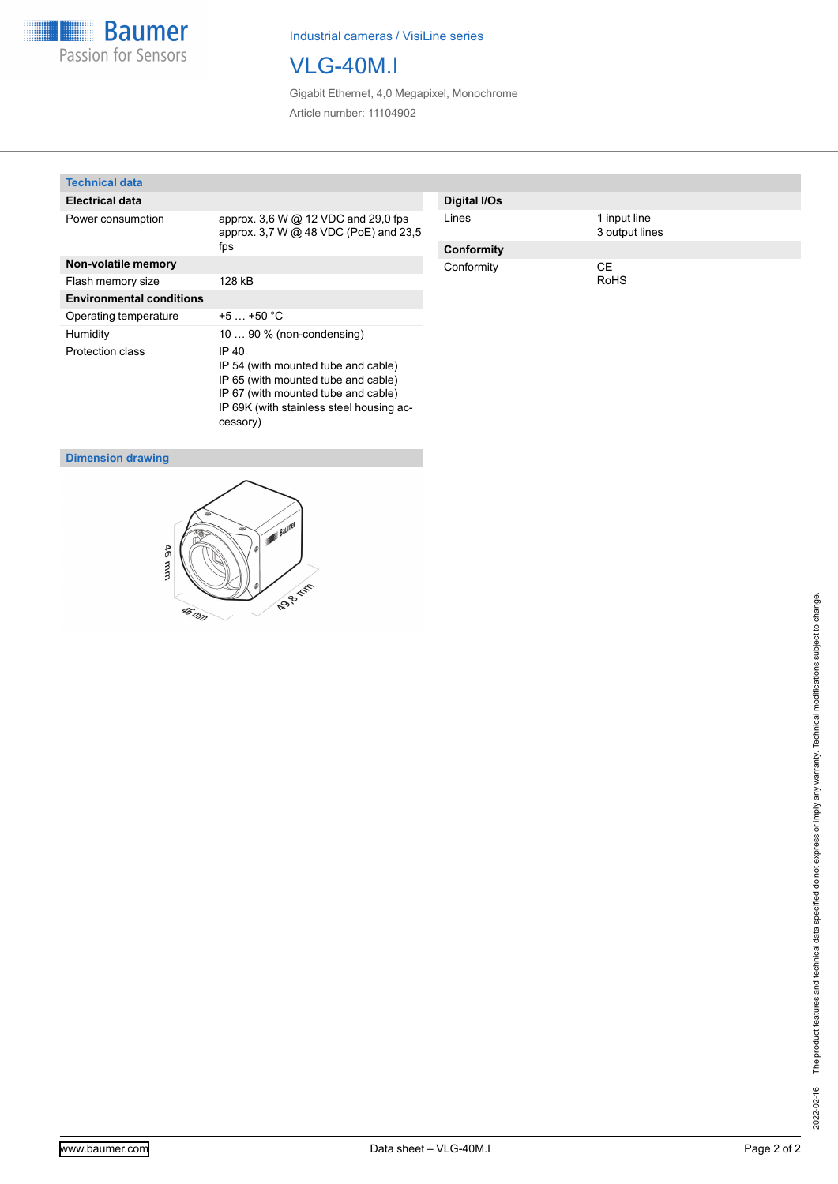Industrial cameras / VisiLine series

# VLG-40M.I

Gigabit Ethernet, 4,0 Megapixel, Monochrome

Article number: 11104902

## Technical data

### Electrical data

| | |
|---|---|
| Power consumption | approx. 3,6 W @ 12 VDC and 29,0 fps<br>approx. 3,7 W @ 48 VDC (PoE) and 23,5 fps |

### Non-volatile memory

| | |
|---|---|
| Flash memory size | 128 kB |

### Environmental conditions

| | |
|---|---|
| Operating temperature | +5 … +50 °C |
| Humidity | 10 … 90 % (non-condensing) |
| Protection class | IP 40<br>IP 54 (with mounted tube and cable)<br>IP 65 (with mounted tube and cable)<br>IP 67 (with mounted tube and cable)<br>IP 69K (with stainless steel housing accessory) |

### Digital I/Os

| | |
|---|---|
| Lines | 1 input line<br>3 output lines |

### Conformity

| | |
|---|---|
| Conformity | CE<br>RoHS |

## Dimension drawing

46 mm

46 mm

49,8 mm

2022-02-16 The product features and technical data specified do not express or imply any warranty. Technical modifications subject to change.

www.baumer.com

Data sheet – VLG-40M.I